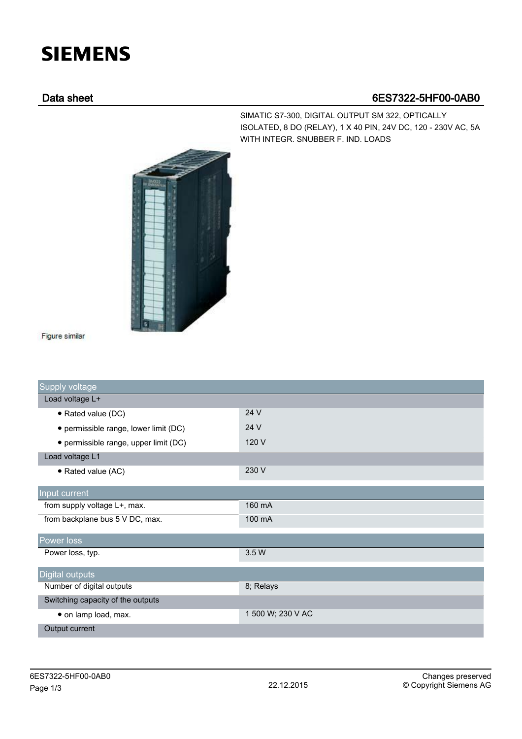SIEMENS

## Data sheet — 6ES7322-5HF00-0AB0

SIMATIC S7-300, DIGITAL OUTPUT SM 322, OPTICALLY ISOLATED, 8 DO (RELAY), 1 X 40 PIN, 24V DC, 120 - 230V AC, 5A WITH INTEGR. SNUBBER F. IND. LOADS

Figure similar

| Supply voltage | |
|---|---|
| Load voltage L+ | |
| • Rated value (DC) | 24 V |
| • permissible range, lower limit (DC) | 24 V |
| • permissible range, upper limit (DC) | 120 V |
| Load voltage L1 | |
| • Rated value (AC) | 230 V |

| Input current | |
|---|---|
| from supply voltage L+, max. | 160 mA |
| from backplane bus 5 V DC, max. | 100 mA |

| Power loss | |
|---|---|
| Power loss, typ. | 3.5 W |

| Digital outputs | |
|---|---|
| Number of digital outputs | 8; Relays |
| Switching capacity of the outputs | |
| • on lamp load, max. | 1 500 W; 230 V AC |
| Output current | |

22.12.2015

Changes preserved
© Copyright Siemens AG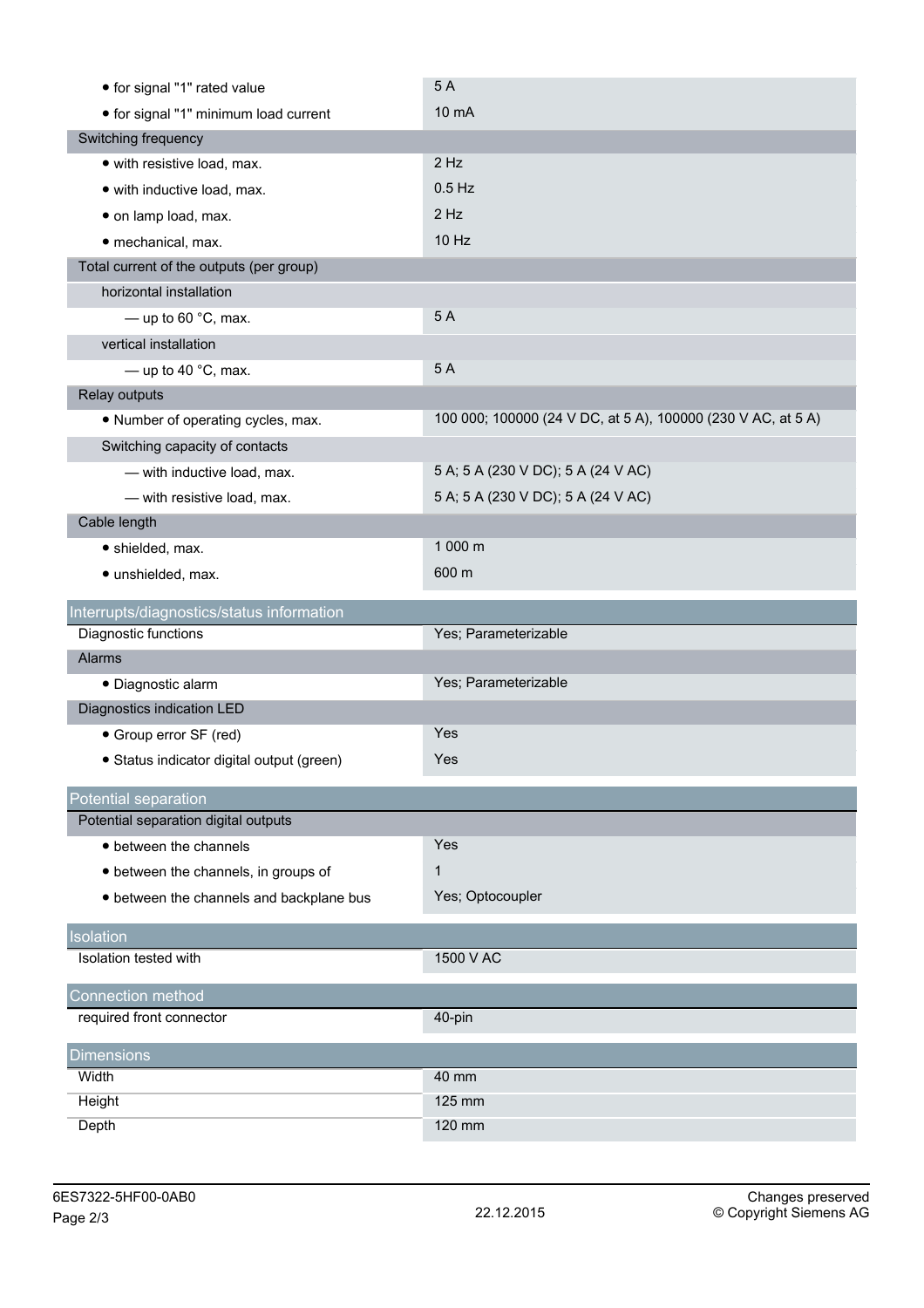| | |
|---|---|
| • for signal "1" rated value | 5 A |
| • for signal "1" minimum load current | 10 mA |
| **Switching frequency** | |
| • with resistive load, max. | 2 Hz |
| • with inductive load, max. | 0.5 Hz |
| • on lamp load, max. | 2 Hz |
| • mechanical, max. | 10 Hz |
| **Total current of the outputs (per group)** | |
| horizontal installation | |
| — up to 60 °C, max. | 5 A |
| vertical installation | |
| — up to 40 °C, max. | 5 A |
| **Relay outputs** | |
| • Number of operating cycles, max. | 100 000; 100000 (24 V DC, at 5 A), 100000 (230 V AC, at 5 A) |
| Switching capacity of contacts | |
| — with inductive load, max. | 5 A; 5 A (230 V DC); 5 A (24 V AC) |
| — with resistive load, max. | 5 A; 5 A (230 V DC); 5 A (24 V AC) |
| **Cable length** | |
| • shielded, max. | 1 000 m |
| • unshielded, max. | 600 m |

## Interrupts/diagnostics/status information

| | |
|---|---|
| Diagnostic functions | Yes; Parameterizable |
| **Alarms** | |
| • Diagnostic alarm | Yes; Parameterizable |
| **Diagnostics indication LED** | |
| • Group error SF (red) | Yes |
| • Status indicator digital output (green) | Yes |

## Potential separation

| | |
|---|---|
| **Potential separation digital outputs** | |
| • between the channels | Yes |
| • between the channels, in groups of | 1 |
| • between the channels and backplane bus | Yes; Optocoupler |

## Isolation

| | |
|---|---|
| Isolation tested with | 1500 V AC |

## Connection method

| | |
|---|---|
| required front connector | 40-pin |

## Dimensions

| | |
|---|---|
| Width | 40 mm |
| Height | 125 mm |
| Depth | 120 mm |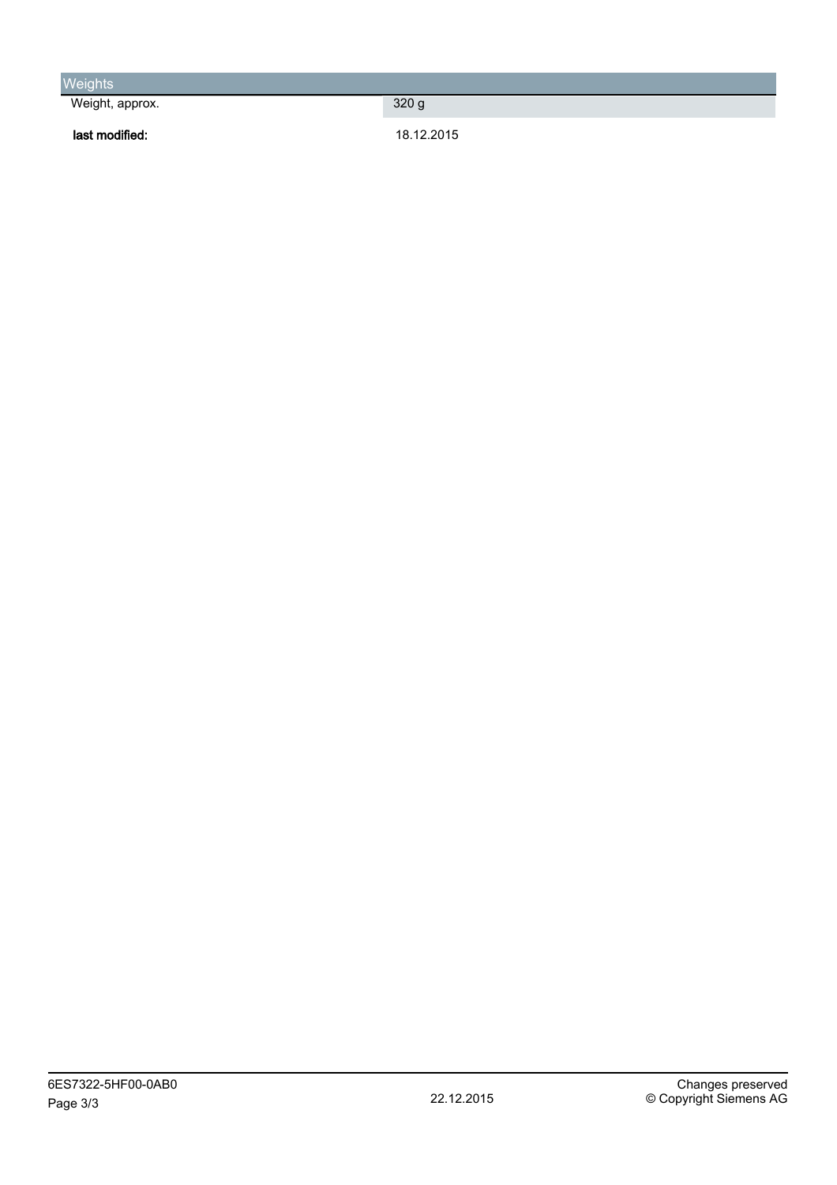| Weights | |
|---|---|
| Weight, approx. | 320 g |

**last modified:** 18.12.2015